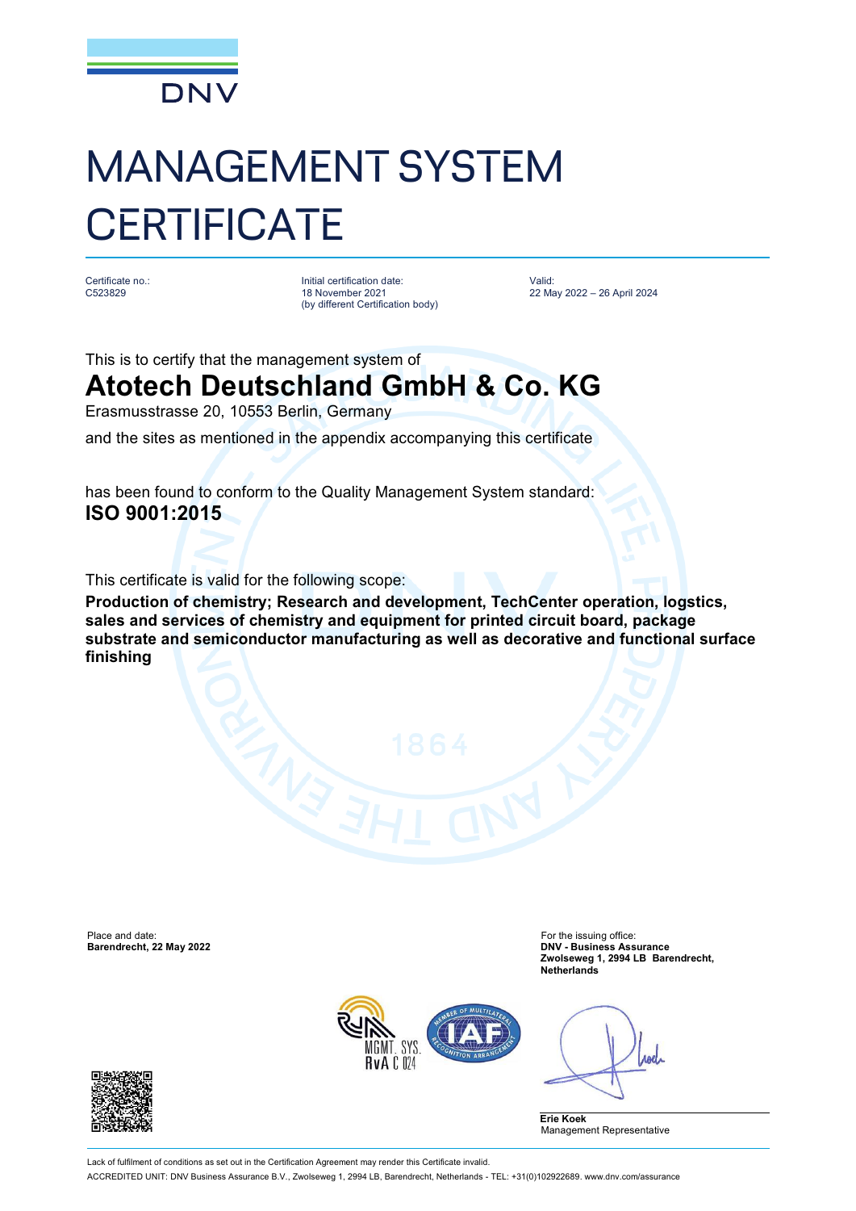DNV

# MANAGEMENT SYSTEM CERTIFICATE

| Certificate no.: | Initial certification date: | Valid: |
| --- | --- | --- |
| C523829 | 18 November 2021 (by different Certification body) | 22 May 2022 – 26 April 2024 |

This is to certify that the management system of

## Atotech Deutschland GmbH & Co. KG

Erasmusstrasse 20, 10553 Berlin, Germany

and the sites as mentioned in the appendix accompanying this certificate

has been found to conform to the Quality Management System standard:

**ISO 9001:2015**

This certificate is valid for the following scope:

**Production of chemistry; Research and development, TechCenter operation, logstics, sales and services of chemistry and equipment for printed circuit board, package substrate and semiconductor manufacturing as well as decorative and functional surface finishing**

Place and date:
**Barendrecht, 22 May 2022**

For the issuing office:
**DNV - Business Assurance**
**Zwolseweg 1, 2994 LB Barendrecht, Netherlands**

MGMT. SYS.
RvA C 024

**Erie Koek**
Management Representative

Lack of fulfilment of conditions as set out in the Certification Agreement may render this Certificate invalid.

ACCREDITED UNIT: DNV Business Assurance B.V., Zwolseweg 1, 2994 LB, Barendrecht, Netherlands - TEL: +31(0)102922689. www.dnv.com/assurance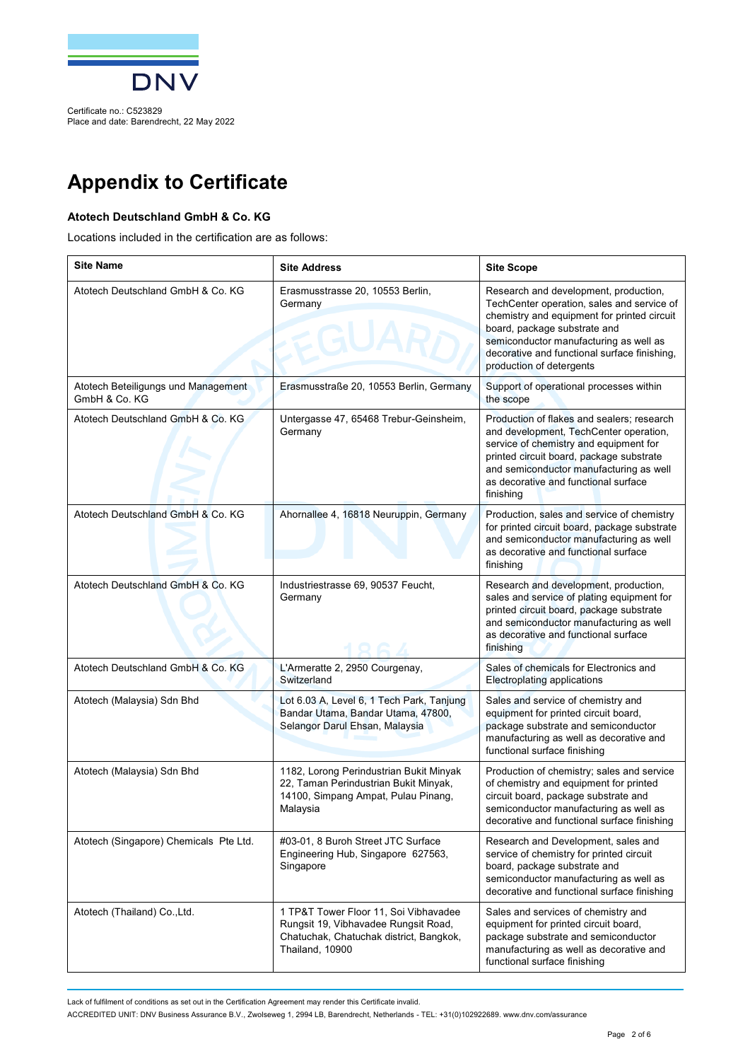Certificate no.: C523829
Place and date: Barendrecht, 22 May 2022

# Appendix to Certificate

**Atotech Deutschland GmbH & Co. KG**

Locations included in the certification are as follows:

| Site Name | Site Address | Site Scope |
|---|---|---|
| Atotech Deutschland GmbH & Co. KG | Erasmusstrasse 20, 10553 Berlin, Germany | Research and development, production, TechCenter operation, sales and service of chemistry and equipment for printed circuit board, package substrate and semiconductor manufacturing as well as decorative and functional surface finishing, production of detergents |
| Atotech Beteiligungs und Management GmbH & Co. KG | Erasmusstraße 20, 10553 Berlin, Germany | Support of operational processes within the scope |
| Atotech Deutschland GmbH & Co. KG | Untergasse 47, 65468 Trebur-Geinsheim, Germany | Production of flakes and sealers; research and development, TechCenter operation, service of chemistry and equipment for printed circuit board, package substrate and semiconductor manufacturing as well as decorative and functional surface finishing |
| Atotech Deutschland GmbH & Co. KG | Ahornallee 4, 16818 Neuruppin, Germany | Production, sales and service of chemistry for printed circuit board, package substrate and semiconductor manufacturing as well as decorative and functional surface finishing |
| Atotech Deutschland GmbH & Co. KG | Industriestrasse 69, 90537 Feucht, Germany | Research and development, production, sales and service of plating equipment for printed circuit board, package substrate and semiconductor manufacturing as well as decorative and functional surface finishing |
| Atotech Deutschland GmbH & Co. KG | L'Armeratte 2, 2950 Courgenay, Switzerland | Sales of chemicals for Electronics and Electroplating applications |
| Atotech (Malaysia) Sdn Bhd | Lot 6.03 A, Level 6, 1 Tech Park, Tanjung Bandar Utama, Bandar Utama, 47800, Selangor Darul Ehsan, Malaysia | Sales and service of chemistry and equipment for printed circuit board, package substrate and semiconductor manufacturing as well as decorative and functional surface finishing |
| Atotech (Malaysia) Sdn Bhd | 1182, Lorong Perindustrian Bukit Minyak 22, Taman Perindustrian Bukit Minyak, 14100, Simpang Ampat, Pulau Pinang, Malaysia | Production of chemistry; sales and service of chemistry and equipment for printed circuit board, package substrate and semiconductor manufacturing as well as decorative and functional surface finishing |
| Atotech (Singapore) Chemicals Pte Ltd. | #03-01, 8 Buroh Street JTC Surface Engineering Hub, Singapore 627563, Singapore | Research and Development, sales and service of chemistry for printed circuit board, package substrate and semiconductor manufacturing as well as decorative and functional surface finishing |
| Atotech (Thailand) Co.,Ltd. | 1 TP&T Tower Floor 11, Soi Vibhavadee Rungsit 19, Vibhavadee Rungsit Road, Chatuchak, Chatuchak district, Bangkok, Thailand, 10900 | Sales and services of chemistry and equipment for printed circuit board, package substrate and semiconductor manufacturing as well as decorative and functional surface finishing |

Lack of fulfilment of conditions as set out in the Certification Agreement may render this Certificate invalid.

ACCREDITED UNIT: DNV Business Assurance B.V., Zwolseweg 1, 2994 LB, Barendrecht, Netherlands - TEL: +31(0)102922689. www.dnv.com/assurance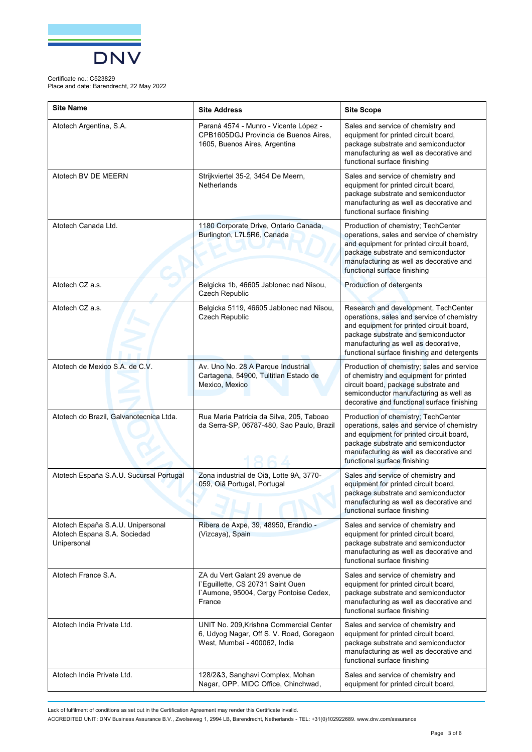Certificate no.: C523829
Place and date: Barendrecht, 22 May 2022

| Site Name | Site Address | Site Scope |
|---|---|---|
| Atotech Argentina, S.A. | Paraná 4574 - Munro - Vicente López - CPB1605DGJ Provincia de Buenos Aires, 1605, Buenos Aires, Argentina | Sales and service of chemistry and equipment for printed circuit board, package substrate and semiconductor manufacturing as well as decorative and functional surface finishing |
| Atotech BV DE MEERN | Strijkviertel 35-2, 3454 De Meern, Netherlands | Sales and service of chemistry and equipment for printed circuit board, package substrate and semiconductor manufacturing as well as decorative and functional surface finishing |
| Atotech Canada Ltd. | 1180 Corporate Drive, Ontario Canada, Burlington, L7L5R6, Canada | Production of chemistry; TechCenter operations, sales and service of chemistry and equipment for printed circuit board, package substrate and semiconductor manufacturing as well as decorative and functional surface finishing |
| Atotech CZ a.s. | Belgicka 1b, 46605 Jablonec nad Nisou, Czech Republic | Production of detergents |
| Atotech CZ a.s. | Belgicka 5119, 46605 Jablonec nad Nisou, Czech Republic | Research and development, TechCenter operations, sales and service of chemistry and equipment for printed circuit board, package substrate and semiconductor manufacturing as well as decorative, functional surface finishing and detergents |
| Atotech de Mexico S.A. de C.V. | Av. Uno No. 28 A Parque Industrial Cartagena, 54900, Tultitlan Estado de Mexico, Mexico | Production of chemistry; sales and service of chemistry and equipment for printed circuit board, package substrate and semiconductor manufacturing as well as decorative and functional surface finishing |
| Atotech do Brazil, Galvanotecnica Ltda. | Rua Maria Patricia da Silva, 205, Taboao da Serra-SP, 06787-480, Sao Paulo, Brazil | Production of chemistry; TechCenter operations, sales and service of chemistry and equipment for printed circuit board, package substrate and semiconductor manufacturing as well as decorative and functional surface finishing |
| Atotech España S.A.U. Sucursal Portugal | Zona industrial de Oiã, Lotte 9A, 3770-059, Oiã Portugal, Portugal | Sales and service of chemistry and equipment for printed circuit board, package substrate and semiconductor manufacturing as well as decorative and functional surface finishing |
| Atotech España S.A.U. Unipersonal Atotech Espana S.A. Sociedad Unipersonal | Ribera de Axpe, 39, 48950, Erandio - (Vizcaya), Spain | Sales and service of chemistry and equipment for printed circuit board, package substrate and semiconductor manufacturing as well as decorative and functional surface finishing |
| Atotech France S.A. | ZA du Vert Galant 29 avenue de l`Eguillette, CS 20731 Saint Ouen l`Aumone, 95004, Cergy Pontoise Cedex, France | Sales and service of chemistry and equipment for printed circuit board, package substrate and semiconductor manufacturing as well as decorative and functional surface finishing |
| Atotech India Private Ltd. | UNIT No. 209,Krishna Commercial Center 6, Udyog Nagar, Off S. V. Road, Goregaon West, Mumbai - 400062, India | Sales and service of chemistry and equipment for printed circuit board, package substrate and semiconductor manufacturing as well as decorative and functional surface finishing |
| Atotech India Private Ltd. | 128/2&3, Sanghavi Complex, Mohan Nagar, OPP. MIDC Office, Chinchwad, | Sales and service of chemistry and equipment for printed circuit board, |

Lack of fulfilment of conditions as set out in the Certification Agreement may render this Certificate invalid.

ACCREDITED UNIT: DNV Business Assurance B.V., Zwolseweg 1, 2994 LB, Barendrecht, Netherlands - TEL: +31(0)102922689. www.dnv.com/assurance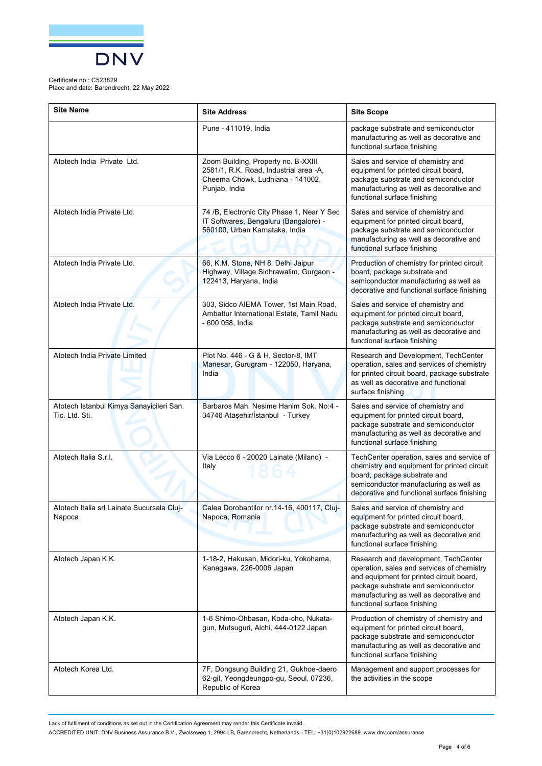Certificate no.: C523829
Place and date: Barendrecht, 22 May 2022

| Site Name | Site Address | Site Scope |
|---|---|---|
| | Pune - 411019, India | package substrate and semiconductor manufacturing as well as decorative and functional surface finishing |
| Atotech India Private Ltd. | Zoom Building, Property no. B-XXIII 2581/1, R.K. Road, Industrial area -A, Cheema Chowk, Ludhiana - 141002, Punjab, India | Sales and service of chemistry and equipment for printed circuit board, package substrate and semiconductor manufacturing as well as decorative and functional surface finishing |
| Atotech India Private Ltd. | 74 /B, Electronic City Phase 1, Near Y Sec IT Softwares, Bengaluru (Bangalore) - 560100, Urban Karnataka, India | Sales and service of chemistry and equipment for printed circuit board, package substrate and semiconductor manufacturing as well as decorative and functional surface finishing |
| Atotech India Private Ltd. | 66, K.M. Stone, NH 8, Delhi Jaipur Highway, Village Sidhrawalim, Gurgaon - 122413, Haryana, India | Production of chemistry for printed circuit board, package substrate and semiconductor manufacturing as well as decorative and functional surface finishing |
| Atotech India Private Ltd. | 303, Sidco AIEMA Tower, 1st Main Road, Ambattur International Estate, Tamil Nadu - 600 058, India | Sales and service of chemistry and equipment for printed circuit board, package substrate and semiconductor manufacturing as well as decorative and functional surface finishing |
| Atotech India Private Limited | Plot No. 446 - G & H, Sector-8, IMT Manesar, Gurugram - 122050, Haryana, India | Research and Development, TechCenter operation, sales and services of chemistry for printed circuit board, package substrate as well as decorative and functional surface finishing |
| Atotech Istanbul Kimya Sanayicileri San. Tic. Ltd. Sti. | Barbaros Mah. Nesime Hanim Sok. No:4 - 34746 Ataşehir/İstanbul - Turkey | Sales and service of chemistry and equipment for printed circuit board, package substrate and semiconductor manufacturing as well as decorative and functional surface finishing |
| Atotech Italia S.r.l. | Via Lecco 6 - 20020 Lainate (Milano) - Italy | TechCenter operation, sales and service of chemistry and equipment for printed circuit board, package substrate and semiconductor manufacturing as well as decorative and functional surface finishing |
| Atotech Italia srl Lainate Sucursala Cluj-Napoca | Calea Dorobantilor nr.14-16, 400117, Cluj-Napoca, Romania | Sales and service of chemistry and equipment for printed circuit board, package substrate and semiconductor manufacturing as well as decorative and functional surface finishing |
| Atotech Japan K.K. | 1-18-2, Hakusan, Midori-ku, Yokohama, Kanagawa, 226-0006 Japan | Research and development, TechCenter operation, sales and services of chemistry and equipment for printed circuit board, package substrate and semiconductor manufacturing as well as decorative and functional surface finishing |
| Atotech Japan K.K. | 1-6 Shimo-Ohbasan, Koda-cho, Nukata-gun, Mutsuguri, Aichi, 444-0122 Japan | Production of chemistry of chemistry and equipment for printed circuit board, package substrate and semiconductor manufacturing as well as decorative and functional surface finishing |
| Atotech Korea Ltd. | 7F, Dongsung Building 21, Gukhoe-daero 62-gil, Yeongdeungpo-gu, Seoul, 07236, Republic of Korea | Management and support processes for the activities in the scope |

Lack of fulfilment of conditions as set out in the Certification Agreement may render this Certificate invalid.

ACCREDITED UNIT: DNV Business Assurance B.V., Zwolseweg 1, 2994 LB, Barendrecht, Netherlands - TEL: +31(0)102922689. www.dnv.com/assurance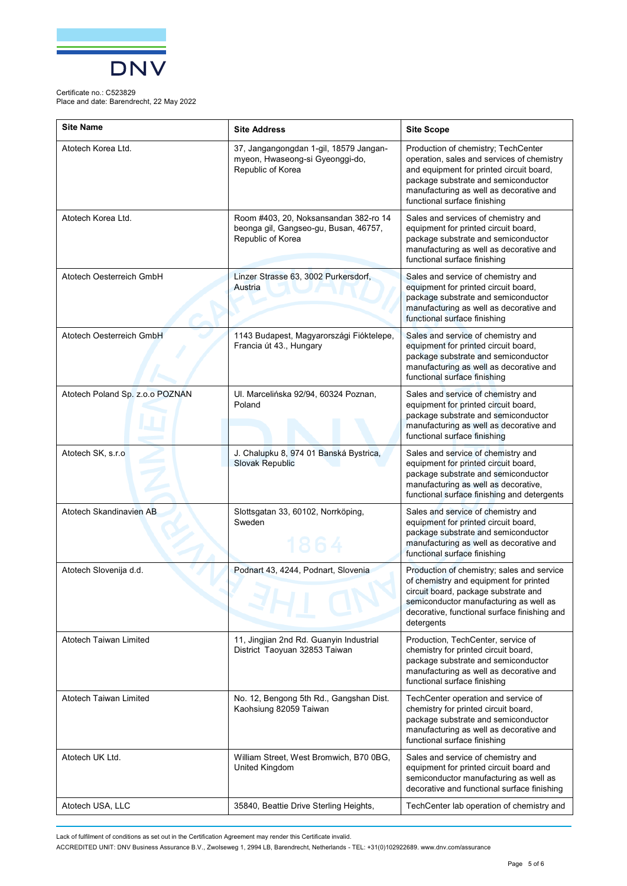Certificate no.: C523829
Place and date: Barendrecht, 22 May 2022

| Site Name | Site Address | Site Scope |
|---|---|---|
| Atotech Korea Ltd. | 37, Jangangongdan 1-gil, 18579 Jangan-myeon, Hwaseong-si Gyeonggi-do, Republic of Korea | Production of chemistry; TechCenter operation, sales and services of chemistry and equipment for printed circuit board, package substrate and semiconductor manufacturing as well as decorative and functional surface finishing |
| Atotech Korea Ltd. | Room #403, 20, Noksansandan 382-ro 14 beonga gil, Gangseo-gu, Busan, 46757, Republic of Korea | Sales and services of chemistry and equipment for printed circuit board, package substrate and semiconductor manufacturing as well as decorative and functional surface finishing |
| Atotech Oesterreich GmbH | Linzer Strasse 63, 3002 Purkersdorf, Austria | Sales and service of chemistry and equipment for printed circuit board, package substrate and semiconductor manufacturing as well as decorative and functional surface finishing |
| Atotech Oesterreich GmbH | 1143 Budapest, Magyarországi Fióktelepe, Francia út 43., Hungary | Sales and service of chemistry and equipment for printed circuit board, package substrate and semiconductor manufacturing as well as decorative and functional surface finishing |
| Atotech Poland Sp. z.o.o POZNAN | Ul. Marcelińska 92/94, 60324 Poznan, Poland | Sales and service of chemistry and equipment for printed circuit board, package substrate and semiconductor manufacturing as well as decorative and functional surface finishing |
| Atotech SK, s.r.o | J. Chalupku 8, 974 01 Banská Bystrica, Slovak Republic | Sales and service of chemistry and equipment for printed circuit board, package substrate and semiconductor manufacturing as well as decorative, functional surface finishing and detergents |
| Atotech Skandinavien AB | Slottsgatan 33, 60102, Norrköping, Sweden | Sales and service of chemistry and equipment for printed circuit board, package substrate and semiconductor manufacturing as well as decorative and functional surface finishing |
| Atotech Slovenija d.d. | Podnart 43, 4244, Podnart, Slovenia | Production of chemistry; sales and service of chemistry and equipment for printed circuit board, package substrate and semiconductor manufacturing as well as decorative, functional surface finishing and detergents |
| Atotech Taiwan Limited | 11, Jingjian 2nd Rd. Guanyin Industrial District Taoyuan 32853 Taiwan | Production, TechCenter, service of chemistry for printed circuit board, package substrate and semiconductor manufacturing as well as decorative and functional surface finishing |
| Atotech Taiwan Limited | No. 12, Bengong 5th Rd., Gangshan Dist. Kaohsiung 82059 Taiwan | TechCenter operation and service of chemistry for printed circuit board, package substrate and semiconductor manufacturing as well as decorative and functional surface finishing |
| Atotech UK Ltd. | William Street, West Bromwich, B70 0BG, United Kingdom | Sales and service of chemistry and equipment for printed circuit board and semiconductor manufacturing as well as decorative and functional surface finishing |
| Atotech USA, LLC | 35840, Beattie Drive Sterling Heights, | TechCenter lab operation of chemistry and |

Lack of fulfilment of conditions as set out in the Certification Agreement may render this Certificate invalid.

ACCREDITED UNIT: DNV Business Assurance B.V., Zwolseweg 1, 2994 LB, Barendrecht, Netherlands - TEL: +31(0)102922689. www.dnv.com/assurance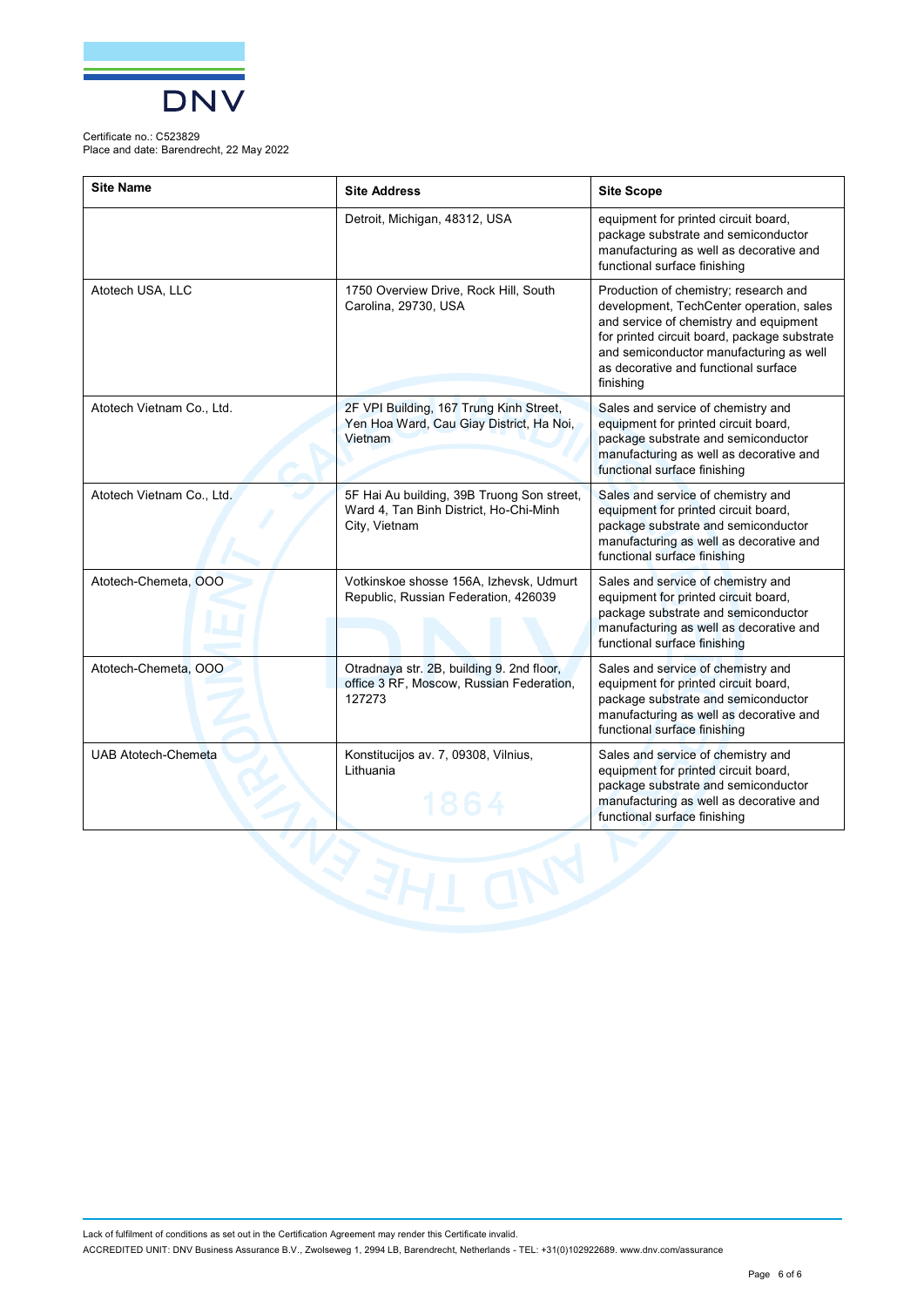Certificate no.: C523829
Place and date: Barendrecht, 22 May 2022

| Site Name | Site Address | Site Scope |
|---|---|---|
| | Detroit, Michigan, 48312, USA | equipment for printed circuit board, package substrate and semiconductor manufacturing as well as decorative and functional surface finishing |
| Atotech USA, LLC | 1750 Overview Drive, Rock Hill, South Carolina, 29730, USA | Production of chemistry; research and development, TechCenter operation, sales and service of chemistry and equipment for printed circuit board, package substrate and semiconductor manufacturing as well as decorative and functional surface finishing |
| Atotech Vietnam Co., Ltd. | 2F VPI Building, 167 Trung Kinh Street, Yen Hoa Ward, Cau Giay District, Ha Noi, Vietnam | Sales and service of chemistry and equipment for printed circuit board, package substrate and semiconductor manufacturing as well as decorative and functional surface finishing |
| Atotech Vietnam Co., Ltd. | 5F Hai Au building, 39B Truong Son street, Ward 4, Tan Binh District, Ho-Chi-Minh City, Vietnam | Sales and service of chemistry and equipment for printed circuit board, package substrate and semiconductor manufacturing as well as decorative and functional surface finishing |
| Atotech-Chemeta, OOO | Votkinskoe shosse 156A, Izhevsk, Udmurt Republic, Russian Federation, 426039 | Sales and service of chemistry and equipment for printed circuit board, package substrate and semiconductor manufacturing as well as decorative and functional surface finishing |
| Atotech-Chemeta, OOO | Otradnaya str. 2B, building 9. 2nd floor, office 3 RF, Moscow, Russian Federation, 127273 | Sales and service of chemistry and equipment for printed circuit board, package substrate and semiconductor manufacturing as well as decorative and functional surface finishing |
| UAB Atotech-Chemeta | Konstitucijos av. 7, 09308, Vilnius, Lithuania | Sales and service of chemistry and equipment for printed circuit board, package substrate and semiconductor manufacturing as well as decorative and functional surface finishing |

Lack of fulfilment of conditions as set out in the Certification Agreement may render this Certificate invalid.

ACCREDITED UNIT: DNV Business Assurance B.V., Zwolseweg 1, 2994 LB, Barendrecht, Netherlands - TEL: +31(0)102922689. www.dnv.com/assurance